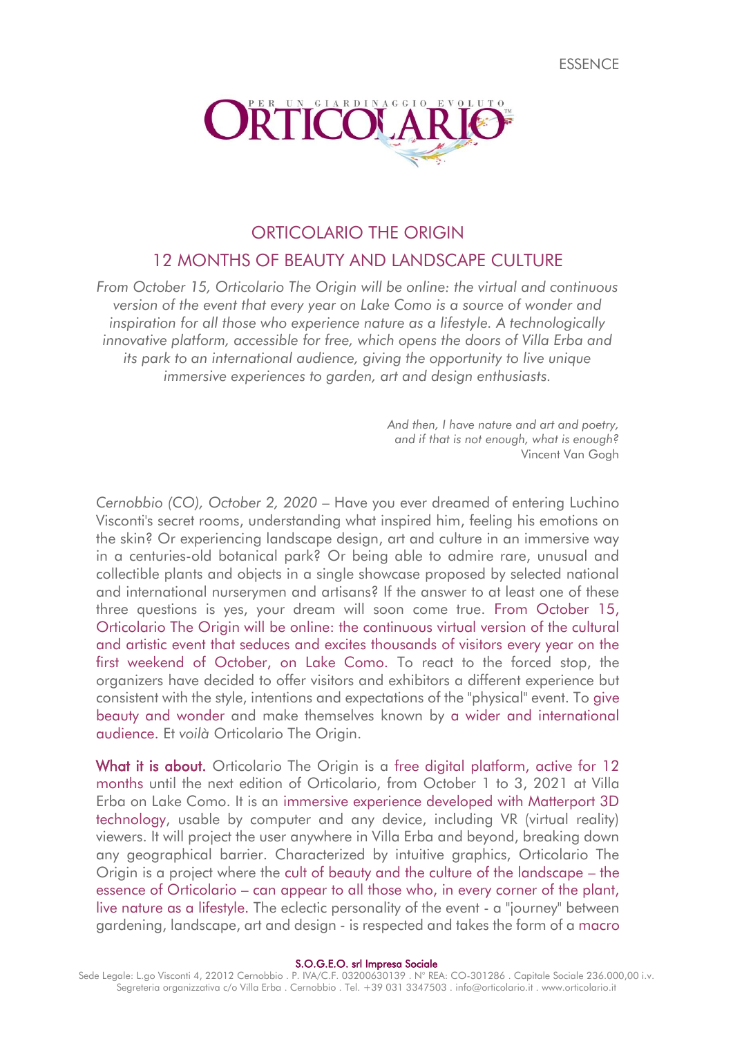ESSENCE

# ORTICOLARIO THE ORIGIN

## 12 MONTHS OF BEAUTY AND LANDSCAPE CULTURE

*From October 15, Orticolario The Origin will be online: the virtual and continuous version of the event that every year on Lake Como is a source of wonder and inspiration for all those who experience nature as a lifestyle. A technologically innovative platform, accessible for free, which opens the doors of Villa Erba and its park to an international audience, giving the opportunity to live unique immersive experiences to garden, art and design enthusiasts.*

*And then, I have nature and art and poetry, and if that is not enough, what is enough?*
Vincent Van Gogh

*Cernobbio (CO), October 2, 2020* – Have you ever dreamed of entering Luchino Visconti's secret rooms, understanding what inspired him, feeling his emotions on the skin? Or experiencing landscape design, art and culture in an immersive way in a centuries-old botanical park? Or being able to admire rare, unusual and collectible plants and objects in a single showcase proposed by selected national and international nurserymen and artisans? If the answer to at least one of these three questions is yes, your dream will soon come true. From October 15, Orticolario The Origin will be online: the continuous virtual version of the cultural and artistic event that seduces and excites thousands of visitors every year on the first weekend of October, on Lake Como. To react to the forced stop, the organizers have decided to offer visitors and exhibitors a different experience but consistent with the style, intentions and expectations of the "physical" event. To give beauty and wonder and make themselves known by a wider and international audience. Et *voilà* Orticolario The Origin.

**What it is about.** Orticolario The Origin is a free digital platform, active for 12 months until the next edition of Orticolario, from October 1 to 3, 2021 at Villa Erba on Lake Como. It is an immersive experience developed with Matterport 3D technology, usable by computer and any device, including VR (virtual reality) viewers. It will project the user anywhere in Villa Erba and beyond, breaking down any geographical barrier. Characterized by intuitive graphics, Orticolario The Origin is a project where the cult of beauty and the culture of the landscape – the essence of Orticolario – can appear to all those who, in every corner of the plant, live nature as a lifestyle. The eclectic personality of the event - a "journey" between gardening, landscape, art and design - is respected and takes the form of a macro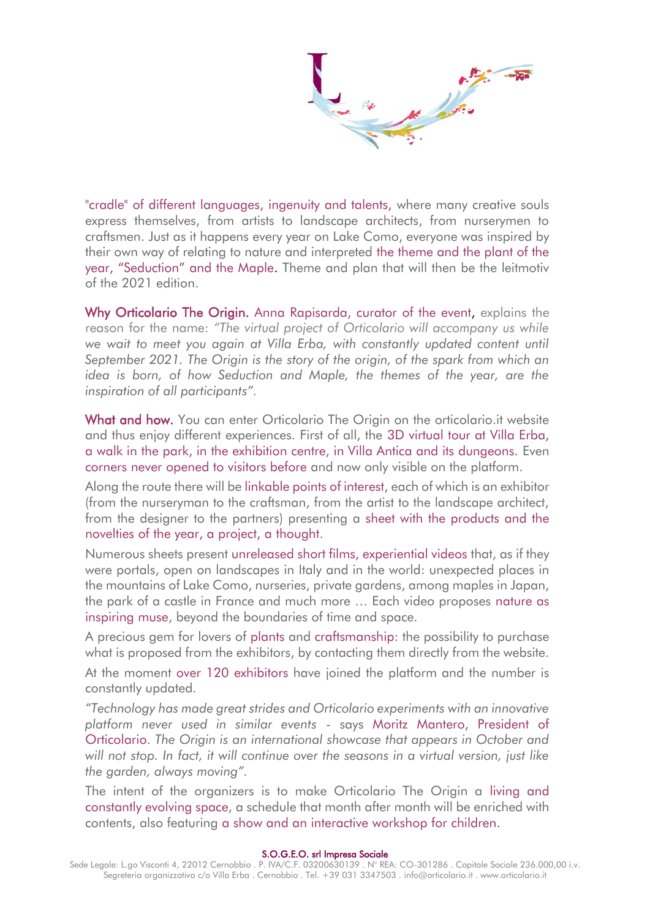"cradle" of different languages, ingenuity and talents, where many creative souls express themselves, from artists to landscape architects, from nurserymen to craftsmen. Just as it happens every year on Lake Como, everyone was inspired by their own way of relating to nature and interpreted the theme and the plant of the year, "Seduction" and the Maple. Theme and plan that will then be the leitmotiv of the 2021 edition.

**Why Orticolario The Origin.** Anna Rapisarda, curator of the event, explains the reason for the name: *"The virtual project of Orticolario will accompany us while we wait to meet you again at Villa Erba, with constantly updated content until September 2021. The Origin is the story of the origin, of the spark from which an idea is born, of how Seduction and Maple, the themes of the year, are the inspiration of all participants".*

**What and how.** You can enter Orticolario The Origin on the orticolario.it website and thus enjoy different experiences. First of all, the 3D virtual tour at Villa Erba, a walk in the park, in the exhibition centre, in Villa Antica and its dungeons. Even corners never opened to visitors before and now only visible on the platform.

Along the route there will be linkable points of interest, each of which is an exhibitor (from the nurseryman to the craftsman, from the artist to the landscape architect, from the designer to the partners) presenting a sheet with the products and the novelties of the year, a project, a thought.

Numerous sheets present unreleased short films, experiential videos that, as if they were portals, open on landscapes in Italy and in the world: unexpected places in the mountains of Lake Como, nurseries, private gardens, among maples in Japan, the park of a castle in France and much more … Each video proposes nature as inspiring muse, beyond the boundaries of time and space.

A precious gem for lovers of plants and craftsmanship: the possibility to purchase what is proposed from the exhibitors, by contacting them directly from the website.

At the moment over 120 exhibitors have joined the platform and the number is constantly updated.

*"Technology has made great strides and Orticolario experiments with an innovative platform never used in similar events* - says Moritz Mantero, President of Orticolario. *The Origin is an international showcase that appears in October and will not stop. In fact, it will continue over the seasons in a virtual version, just like the garden, always moving".*

The intent of the organizers is to make Orticolario The Origin a living and constantly evolving space, a schedule that month after month will be enriched with contents, also featuring a show and an interactive workshop for children.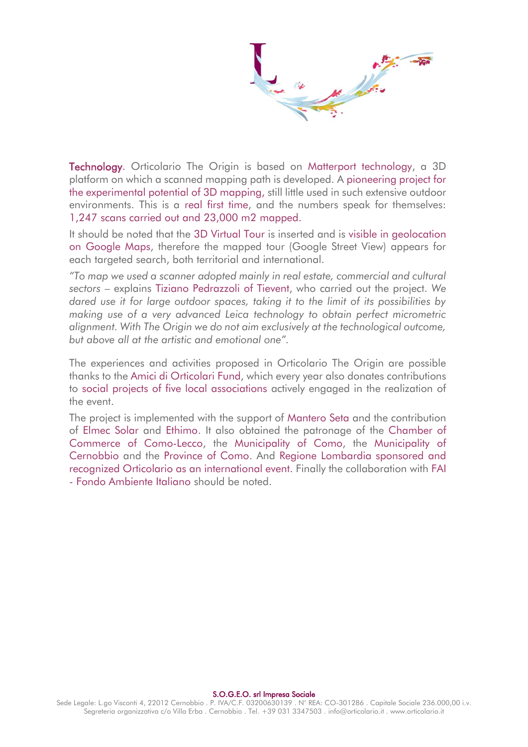**Technology**. Orticolario The Origin is based on Matterport technology, a 3D platform on which a scanned mapping path is developed. A pioneering project for the experimental potential of 3D mapping, still little used in such extensive outdoor environments. This is a real first time, and the numbers speak for themselves: 1,247 scans carried out and 23,000 m2 mapped.

It should be noted that the 3D Virtual Tour is inserted and is visible in geolocation on Google Maps, therefore the mapped tour (Google Street View) appears for each targeted search, both territorial and international.

*"To map we used a scanner adopted mainly in real estate, commercial and cultural sectors* – explains Tiziano Pedrazzoli of Tievent, who carried out the project. *We dared use it for large outdoor spaces, taking it to the limit of its possibilities by making use of a very advanced Leica technology to obtain perfect micrometric alignment. With The Origin we do not aim exclusively at the technological outcome, but above all at the artistic and emotional one".*

The experiences and activities proposed in Orticolario The Origin are possible thanks to the Amici di Orticolari Fund, which every year also donates contributions to social projects of five local associations actively engaged in the realization of the event.

The project is implemented with the support of Mantero Seta and the contribution of Elmec Solar and Ethimo. It also obtained the patronage of the Chamber of Commerce of Como-Lecco, the Municipality of Como, the Municipality of Cernobbio and the Province of Como. And Regione Lombardia sponsored and recognized Orticolario as an international event. Finally the collaboration with FAI - Fondo Ambiente Italiano should be noted.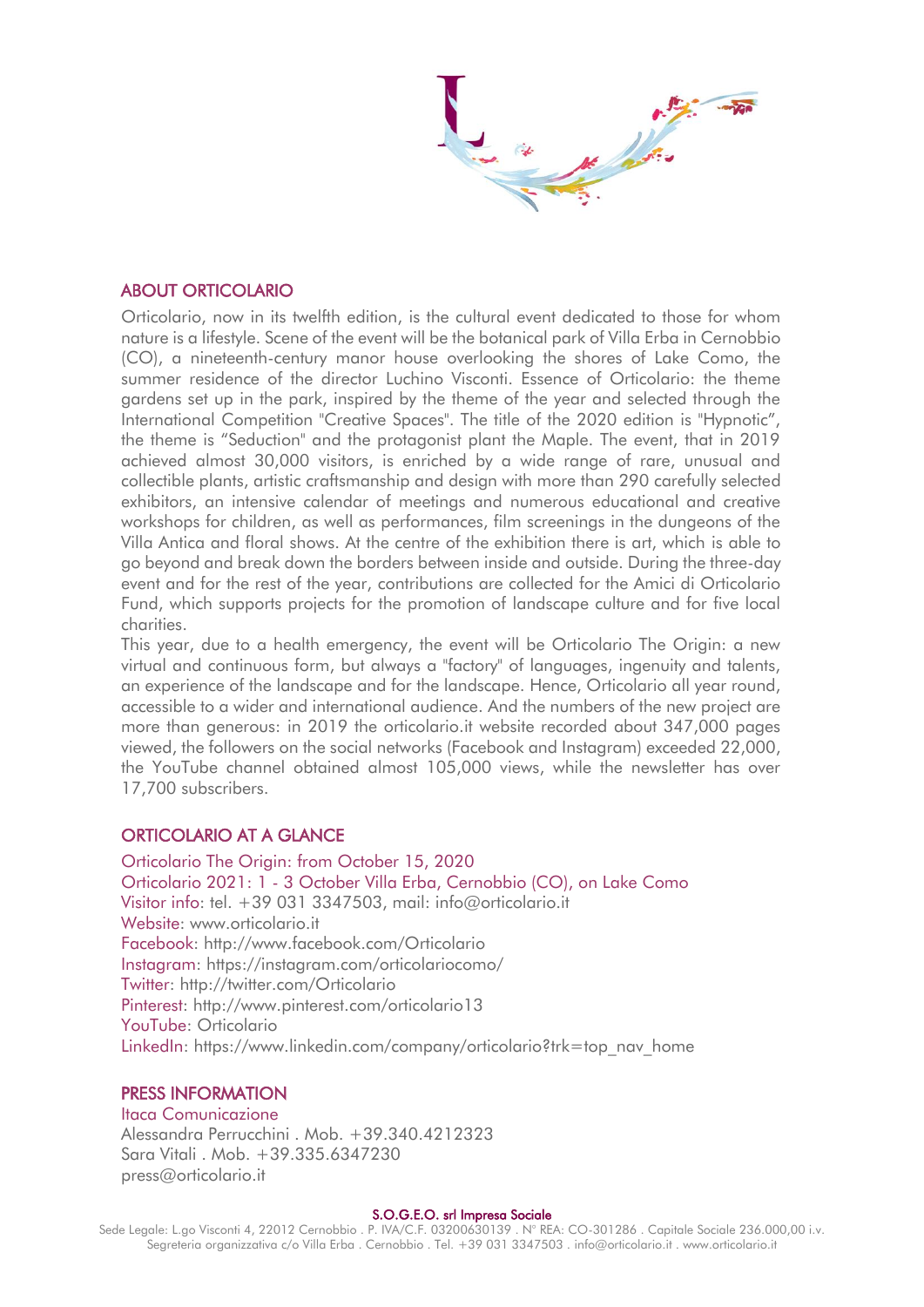## ABOUT ORTICOLARIO

Orticolario, now in its twelfth edition, is the cultural event dedicated to those for whom nature is a lifestyle. Scene of the event will be the botanical park of Villa Erba in Cernobbio (CO), a nineteenth-century manor house overlooking the shores of Lake Como, the summer residence of the director Luchino Visconti. Essence of Orticolario: the theme gardens set up in the park, inspired by the theme of the year and selected through the International Competition "Creative Spaces". The title of the 2020 edition is "Hypnotic", the theme is "Seduction" and the protagonist plant the Maple. The event, that in 2019 achieved almost 30,000 visitors, is enriched by a wide range of rare, unusual and collectible plants, artistic craftsmanship and design with more than 290 carefully selected exhibitors, an intensive calendar of meetings and numerous educational and creative workshops for children, as well as performances, film screenings in the dungeons of the Villa Antica and floral shows. At the centre of the exhibition there is art, which is able to go beyond and break down the borders between inside and outside. During the three-day event and for the rest of the year, contributions are collected for the Amici di Orticolario Fund, which supports projects for the promotion of landscape culture and for five local charities.

This year, due to a health emergency, the event will be Orticolario The Origin: a new virtual and continuous form, but always a "factory" of languages, ingenuity and talents, an experience of the landscape and for the landscape. Hence, Orticolario all year round, accessible to a wider and international audience. And the numbers of the new project are more than generous: in 2019 the orticolario.it website recorded about 347,000 pages viewed, the followers on the social networks (Facebook and Instagram) exceeded 22,000, the YouTube channel obtained almost 105,000 views, while the newsletter has over 17,700 subscribers.

## ORTICOLARIO AT A GLANCE

Orticolario The Origin: from October 15, 2020
Orticolario 2021: 1 - 3 October Villa Erba, Cernobbio (CO), on Lake Como
Visitor info: tel. +39 031 3347503, mail: info@orticolario.it
Website: www.orticolario.it
Facebook: http://www.facebook.com/Orticolario
Instagram: https://instagram.com/orticolariocomo/
Twitter: http://twitter.com/Orticolario
Pinterest: http://www.pinterest.com/orticolario13
YouTube: Orticolario
LinkedIn: https://www.linkedin.com/company/orticolario?trk=top_nav_home

## PRESS INFORMATION

Itaca Comunicazione
Alessandra Perrucchini . Mob. +39.340.4212323
Sara Vitali . Mob. +39.335.6347230
press@orticolario.it

**S.O.G.E.O. srl Impresa Sociale**
Sede Legale: L.go Visconti 4, 22012 Cernobbio . P. IVA/C.F. 03200630139 . N° REA: CO-301286 . Capitale Sociale 236.000,00 i.v.
Segreteria organizzativa c/o Villa Erba . Cernobbio . Tel. +39 031 3347503 . info@orticolario.it . www.orticolario.it